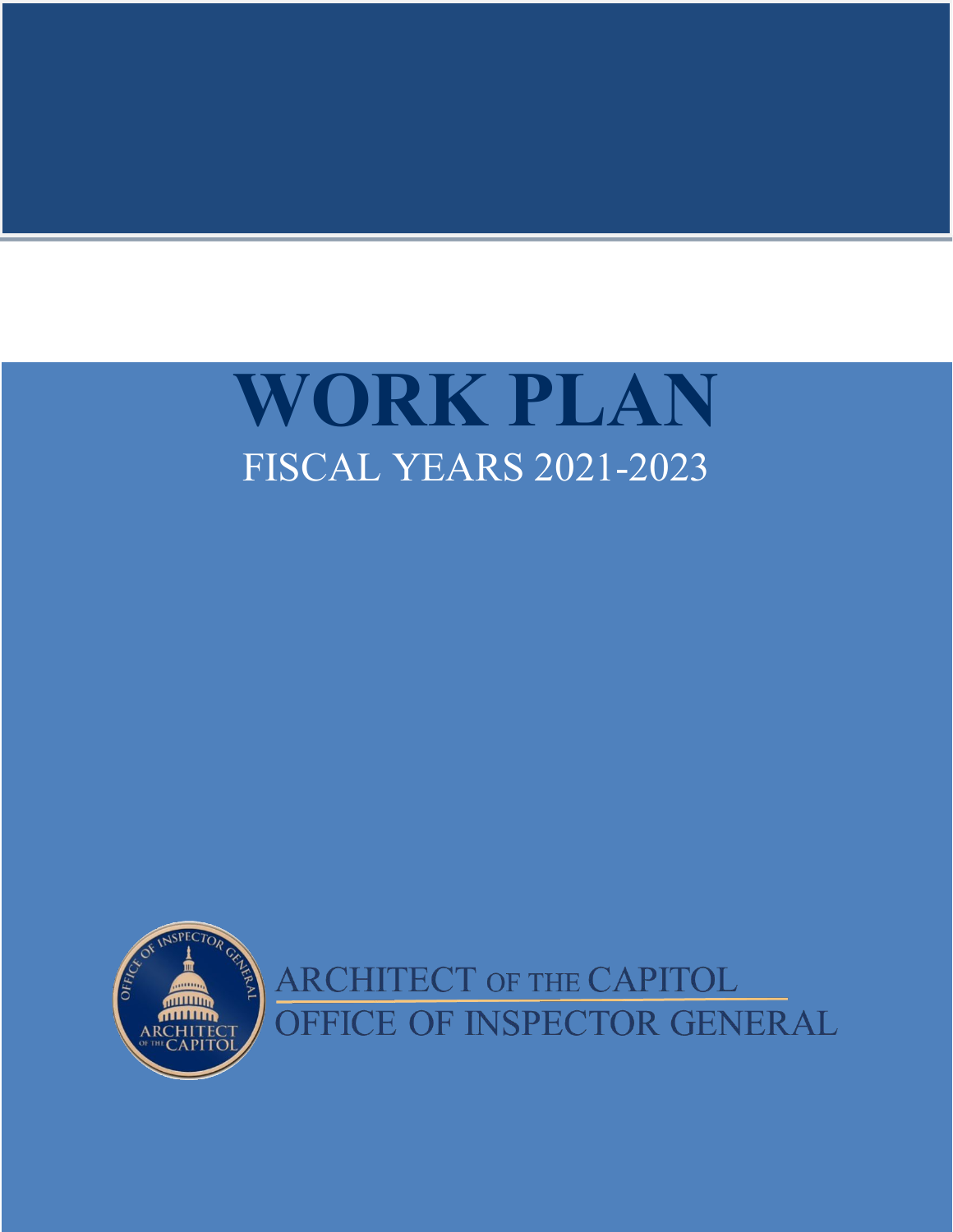# WORK PLAN

FISCAL YEARS 2021-2023

ARCHITECT OF THE CAPITOL

OFFICE OF INSPECTOR GENERAL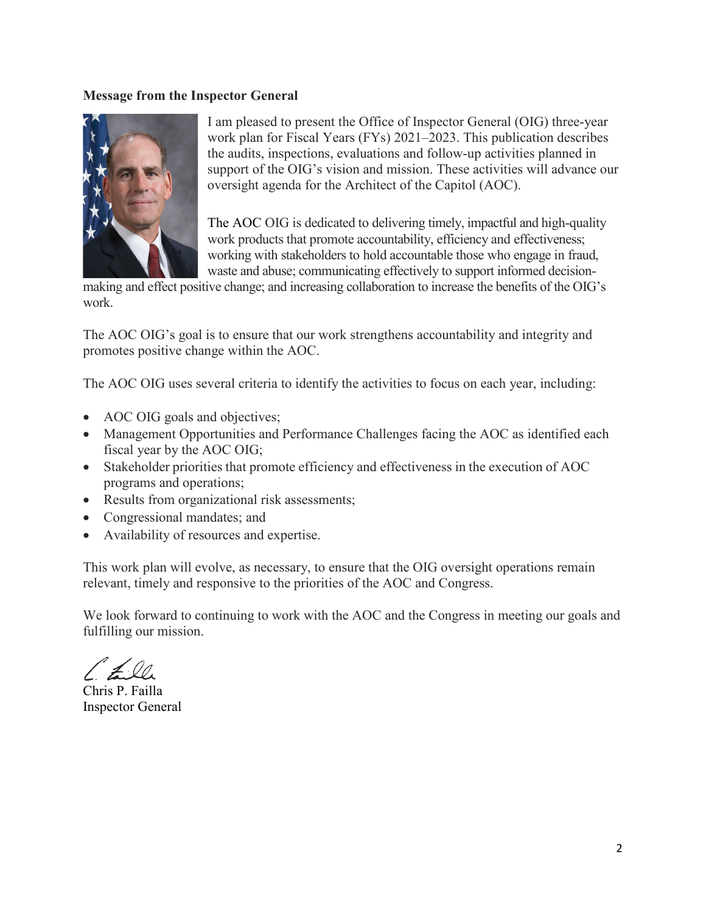**Message from the Inspector General**

I am pleased to present the Office of Inspector General (OIG) three-year work plan for Fiscal Years (FYs) 2021–2023. This publication describes the audits, inspections, evaluations and follow-up activities planned in support of the OIG's vision and mission. These activities will advance our oversight agenda for the Architect of the Capitol (AOC).

The AOC OIG is dedicated to delivering timely, impactful and high-quality work products that promote accountability, efficiency and effectiveness; working with stakeholders to hold accountable those who engage in fraud, waste and abuse; communicating effectively to support informed decision-making and effect positive change; and increasing collaboration to increase the benefits of the OIG's work.

The AOC OIG's goal is to ensure that our work strengthens accountability and integrity and promotes positive change within the AOC.

The AOC OIG uses several criteria to identify the activities to focus on each year, including:

- AOC OIG goals and objectives;
- Management Opportunities and Performance Challenges facing the AOC as identified each fiscal year by the AOC OIG;
- Stakeholder priorities that promote efficiency and effectiveness in the execution of AOC programs and operations;
- Results from organizational risk assessments;
- Congressional mandates; and
- Availability of resources and expertise.

This work plan will evolve, as necessary, to ensure that the OIG oversight operations remain relevant, timely and responsive to the priorities of the AOC and Congress.

We look forward to continuing to work with the AOC and the Congress in meeting our goals and fulfilling our mission.

Chris P. Failla
Inspector General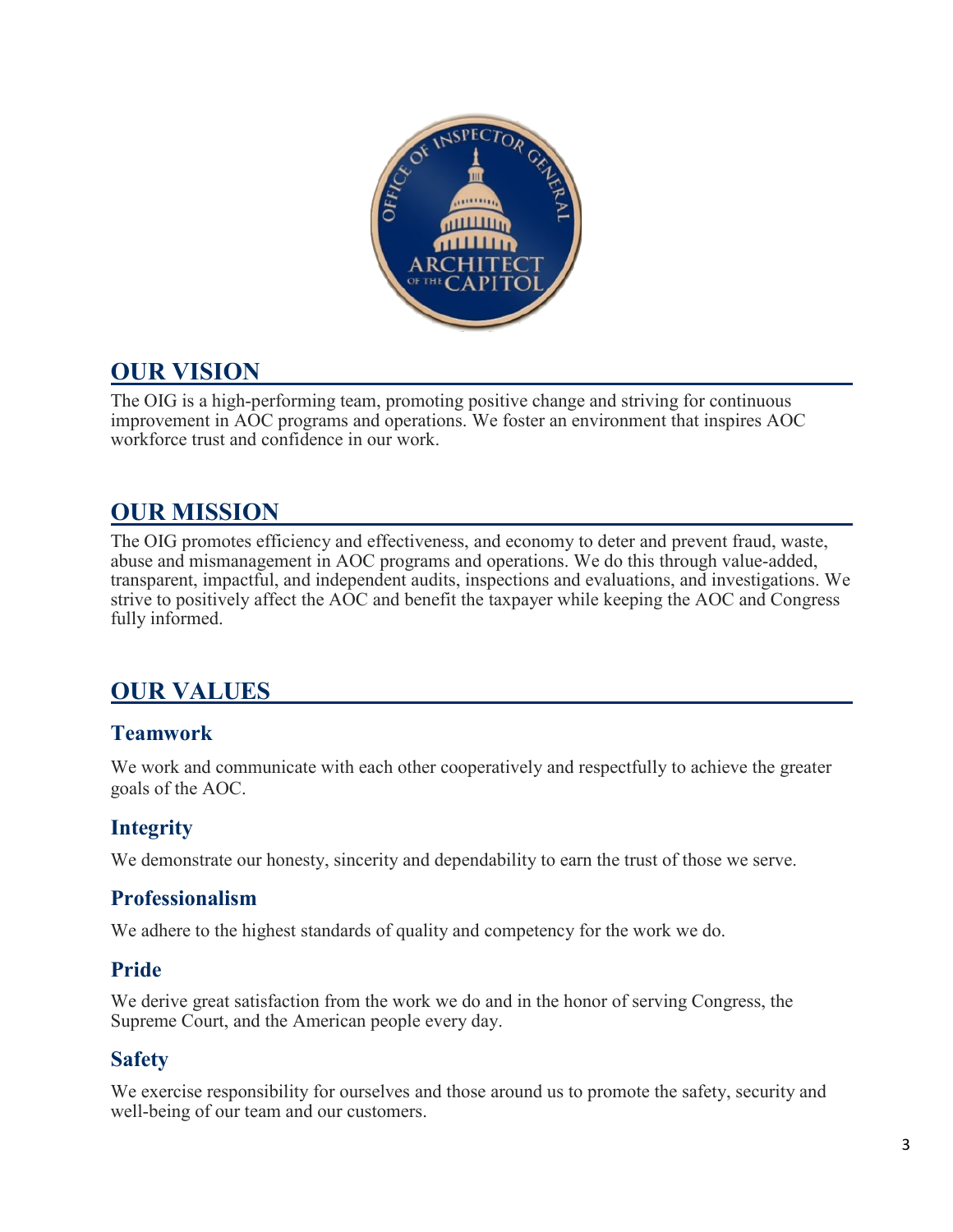## OUR VISION

The OIG is a high-performing team, promoting positive change and striving for continuous improvement in AOC programs and operations. We foster an environment that inspires AOC workforce trust and confidence in our work.

## OUR MISSION

The OIG promotes efficiency and effectiveness, and economy to deter and prevent fraud, waste, abuse and mismanagement in AOC programs and operations. We do this through value-added, transparent, impactful, and independent audits, inspections and evaluations, and investigations. We strive to positively affect the AOC and benefit the taxpayer while keeping the AOC and Congress fully informed.

## OUR VALUES

### Teamwork

We work and communicate with each other cooperatively and respectfully to achieve the greater goals of the AOC.

### Integrity

We demonstrate our honesty, sincerity and dependability to earn the trust of those we serve.

### Professionalism

We adhere to the highest standards of quality and competency for the work we do.

### Pride

We derive great satisfaction from the work we do and in the honor of serving Congress, the Supreme Court, and the American people every day.

### Safety

We exercise responsibility for ourselves and those around us to promote the safety, security and well-being of our team and our customers.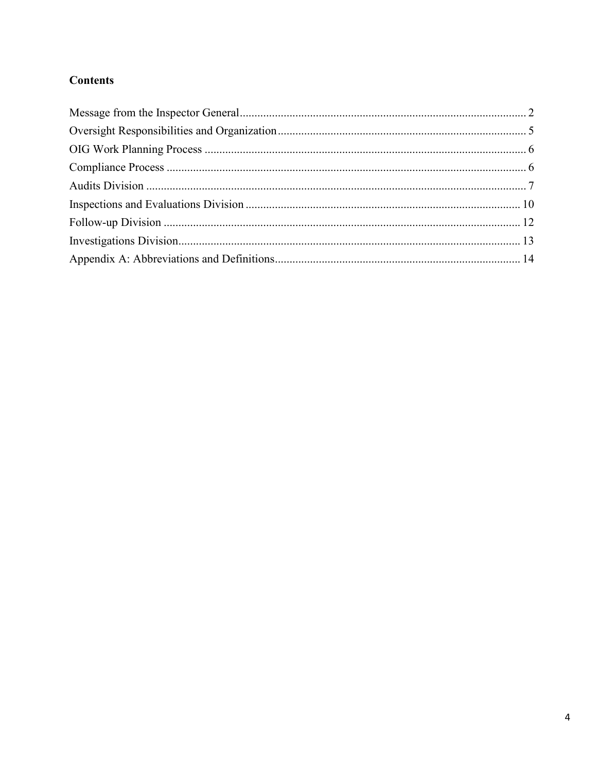## Contents

Message from the Inspector General .......... 2
Oversight Responsibilities and Organization .......... 5
OIG Work Planning Process .......... 6
Compliance Process .......... 6
Audits Division .......... 7
Inspections and Evaluations Division .......... 10
Follow-up Division .......... 12
Investigations Division .......... 13
Appendix A: Abbreviations and Definitions .......... 14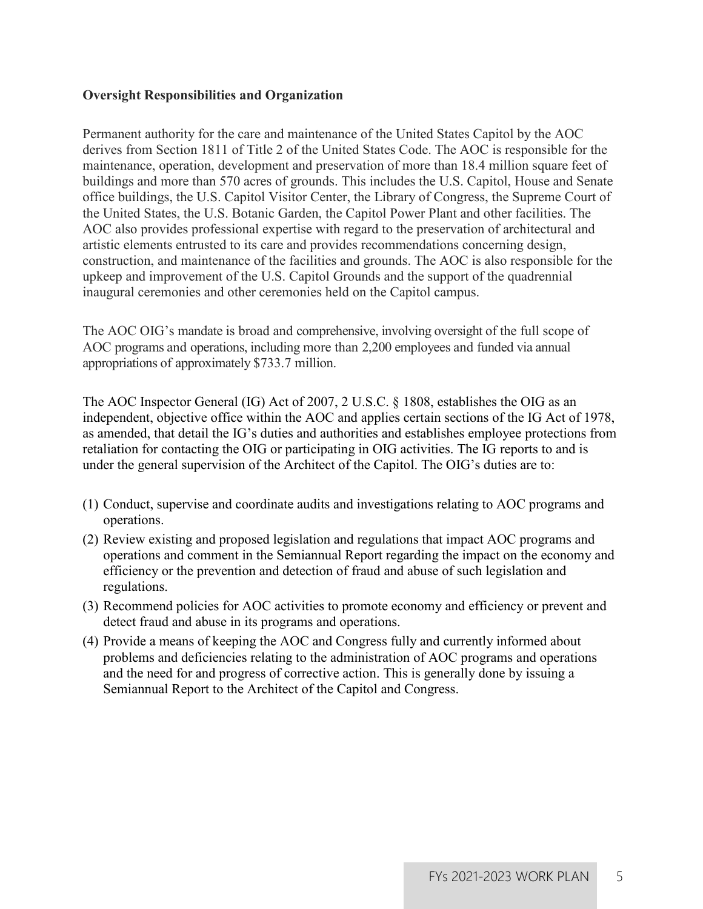**Oversight Responsibilities and Organization**

Permanent authority for the care and maintenance of the United States Capitol by the AOC derives from Section 1811 of Title 2 of the United States Code. The AOC is responsible for the maintenance, operation, development and preservation of more than 18.4 million square feet of buildings and more than 570 acres of grounds. This includes the U.S. Capitol, House and Senate office buildings, the U.S. Capitol Visitor Center, the Library of Congress, the Supreme Court of the United States, the U.S. Botanic Garden, the Capitol Power Plant and other facilities. The AOC also provides professional expertise with regard to the preservation of architectural and artistic elements entrusted to its care and provides recommendations concerning design, construction, and maintenance of the facilities and grounds. The AOC is also responsible for the upkeep and improvement of the U.S. Capitol Grounds and the support of the quadrennial inaugural ceremonies and other ceremonies held on the Capitol campus.

The AOC OIG's mandate is broad and comprehensive, involving oversight of the full scope of AOC programs and operations, including more than 2,200 employees and funded via annual appropriations of approximately $733.7 million.

The AOC Inspector General (IG) Act of 2007, 2 U.S.C. § 1808, establishes the OIG as an independent, objective office within the AOC and applies certain sections of the IG Act of 1978, as amended, that detail the IG's duties and authorities and establishes employee protections from retaliation for contacting the OIG or participating in OIG activities. The IG reports to and is under the general supervision of the Architect of the Capitol. The OIG's duties are to:

(1) Conduct, supervise and coordinate audits and investigations relating to AOC programs and operations.
(2) Review existing and proposed legislation and regulations that impact AOC programs and operations and comment in the Semiannual Report regarding the impact on the economy and efficiency or the prevention and detection of fraud and abuse of such legislation and regulations.
(3) Recommend policies for AOC activities to promote economy and efficiency or prevent and detect fraud and abuse in its programs and operations.
(4) Provide a means of keeping the AOC and Congress fully and currently informed about problems and deficiencies relating to the administration of AOC programs and operations and the need for and progress of corrective action. This is generally done by issuing a Semiannual Report to the Architect of the Capitol and Congress.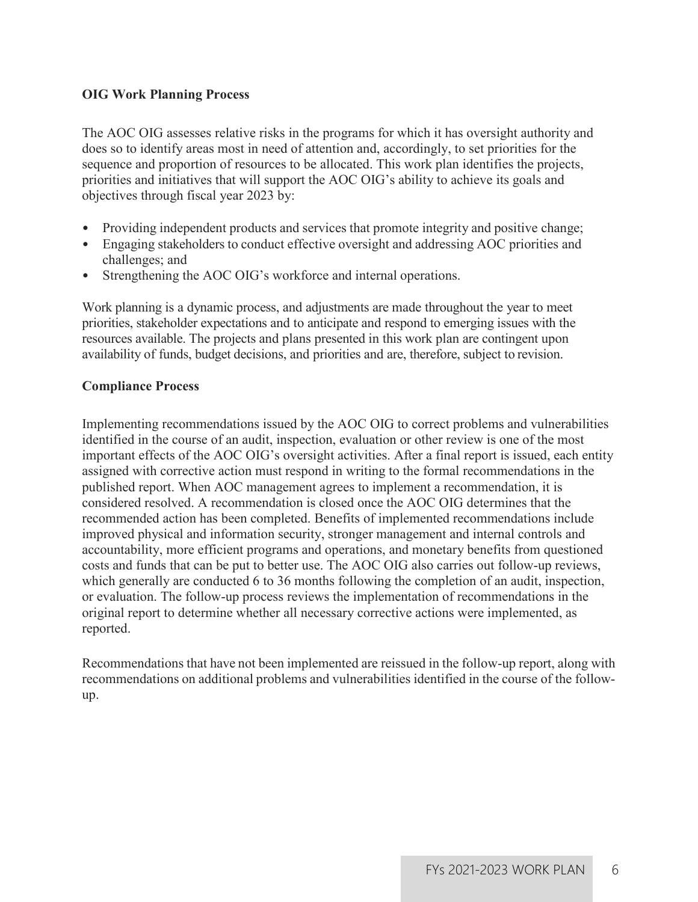**OIG Work Planning Process**

The AOC OIG assesses relative risks in the programs for which it has oversight authority and does so to identify areas most in need of attention and, accordingly, to set priorities for the sequence and proportion of resources to be allocated. This work plan identifies the projects, priorities and initiatives that will support the AOC OIG's ability to achieve its goals and objectives through fiscal year 2023 by:

- Providing independent products and services that promote integrity and positive change;
- Engaging stakeholders to conduct effective oversight and addressing AOC priorities and challenges; and
- Strengthening the AOC OIG's workforce and internal operations.

Work planning is a dynamic process, and adjustments are made throughout the year to meet priorities, stakeholder expectations and to anticipate and respond to emerging issues with the resources available. The projects and plans presented in this work plan are contingent upon availability of funds, budget decisions, and priorities and are, therefore, subject to revision.

**Compliance Process**

Implementing recommendations issued by the AOC OIG to correct problems and vulnerabilities identified in the course of an audit, inspection, evaluation or other review is one of the most important effects of the AOC OIG's oversight activities. After a final report is issued, each entity assigned with corrective action must respond in writing to the formal recommendations in the published report. When AOC management agrees to implement a recommendation, it is considered resolved. A recommendation is closed once the AOC OIG determines that the recommended action has been completed. Benefits of implemented recommendations include improved physical and information security, stronger management and internal controls and accountability, more efficient programs and operations, and monetary benefits from questioned costs and funds that can be put to better use. The AOC OIG also carries out follow-up reviews, which generally are conducted 6 to 36 months following the completion of an audit, inspection, or evaluation. The follow-up process reviews the implementation of recommendations in the original report to determine whether all necessary corrective actions were implemented, as reported.

Recommendations that have not been implemented are reissued in the follow-up report, along with recommendations on additional problems and vulnerabilities identified in the course of the follow-up.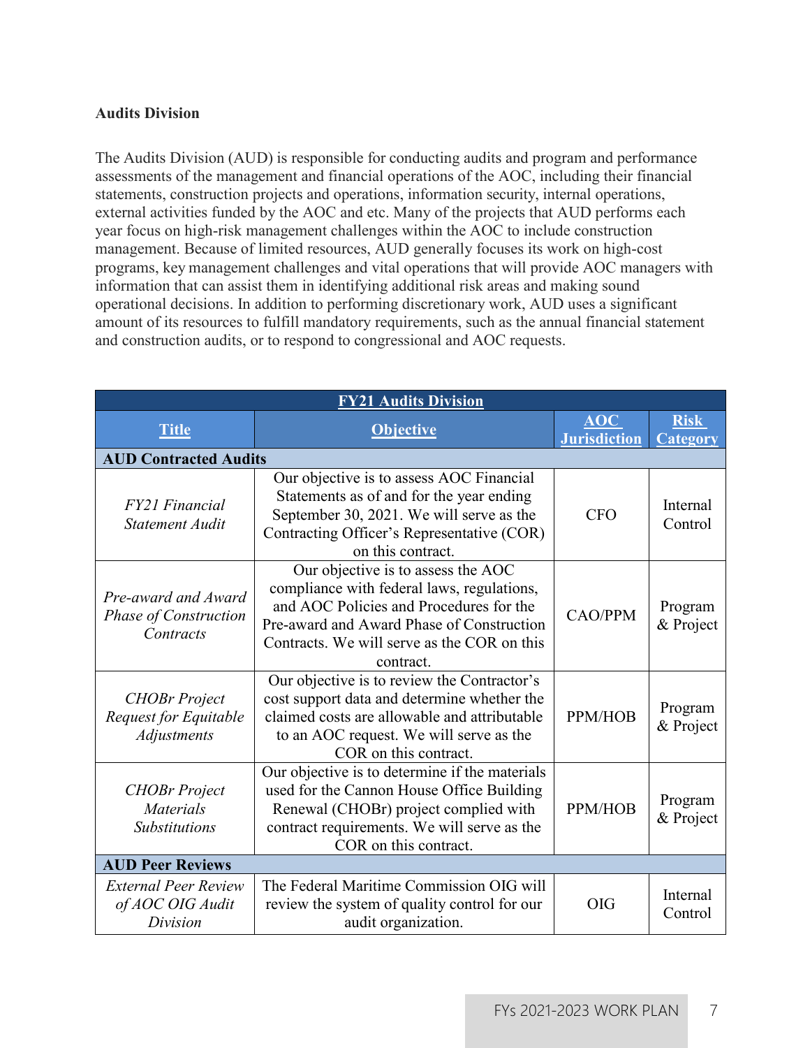**Audits Division**

The Audits Division (AUD) is responsible for conducting audits and program and performance assessments of the management and financial operations of the AOC, including their financial statements, construction projects and operations, information security, internal operations, external activities funded by the AOC and etc. Many of the projects that AUD performs each year focus on high-risk management challenges within the AOC to include construction management. Because of limited resources, AUD generally focuses its work on high-cost programs, key management challenges and vital operations that will provide AOC managers with information that can assist them in identifying additional risk areas and making sound operational decisions. In addition to performing discretionary work, AUD uses a significant amount of its resources to fulfill mandatory requirements, such as the annual financial statement and construction audits, or to respond to congressional and AOC requests.

| **FY21 Audits Division** | | | |
|---|---|---|---|
| **Title** | **Objective** | **AOC Jurisdiction** | **Risk Category** |
| **AUD Contracted Audits** | | | |
| *FY21 Financial Statement Audit* | Our objective is to assess AOC Financial Statements as of and for the year ending September 30, 2021. We will serve as the Contracting Officer's Representative (COR) on this contract. | CFO | Internal Control |
| *Pre-award and Award Phase of Construction Contracts* | Our objective is to assess the AOC compliance with federal laws, regulations, and AOC Policies and Procedures for the Pre-award and Award Phase of Construction Contracts. We will serve as the COR on this contract. | CAO/PPM | Program & Project |
| *CHOBr Project Request for Equitable Adjustments* | Our objective is to review the Contractor's cost support data and determine whether the claimed costs are allowable and attributable to an AOC request. We will serve as the COR on this contract. | PPM/HOB | Program & Project |
| *CHOBr Project Materials Substitutions* | Our objective is to determine if the materials used for the Cannon House Office Building Renewal (CHOBr) project complied with contract requirements. We will serve as the COR on this contract. | PPM/HOB | Program & Project |
| **AUD Peer Reviews** | | | |
| *External Peer Review of AOC OIG Audit Division* | The Federal Maritime Commission OIG will review the system of quality control for our audit organization. | OIG | Internal Control |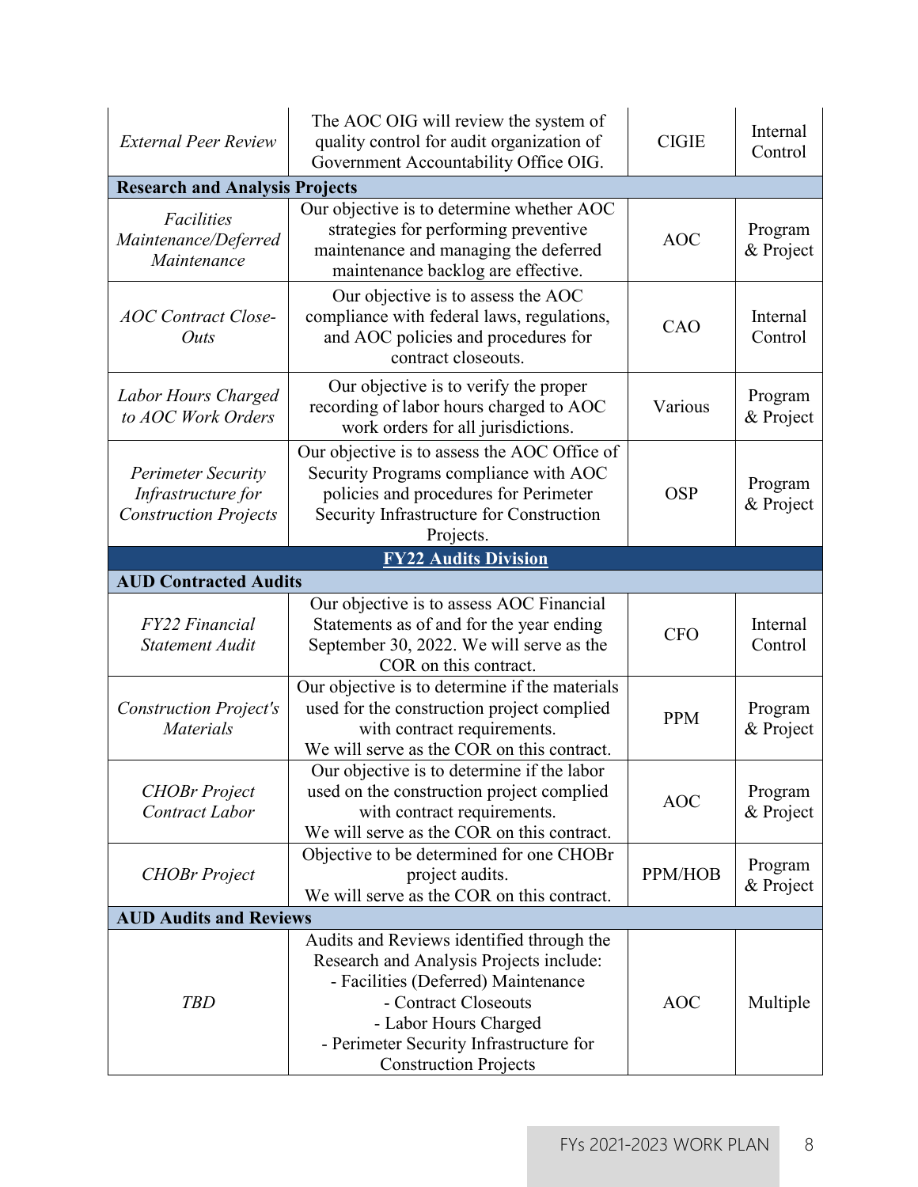| | | | |
|---|---|---|---|
| *External Peer Review* | The AOC OIG will review the system of quality control for audit organization of Government Accountability Office OIG. | CIGIE | Internal Control |
| **Research and Analysis Projects** | | | |
| *Facilities Maintenance/Deferred Maintenance* | Our objective is to determine whether AOC strategies for performing preventive maintenance and managing the deferred maintenance backlog are effective. | AOC | Program & Project |
| *AOC Contract Close-Outs* | Our objective is to assess the AOC compliance with federal laws, regulations, and AOC policies and procedures for contract closeouts. | CAO | Internal Control |
| *Labor Hours Charged to AOC Work Orders* | Our objective is to verify the proper recording of labor hours charged to AOC work orders for all jurisdictions. | Various | Program & Project |
| *Perimeter Security Infrastructure for Construction Projects* | Our objective is to assess the AOC Office of Security Programs compliance with AOC policies and procedures for Perimeter Security Infrastructure for Construction Projects. | OSP | Program & Project |
| **FY22 Audits Division** | | | |
| **AUD Contracted Audits** | | | |
| *FY22 Financial Statement Audit* | Our objective is to assess AOC Financial Statements as of and for the year ending September 30, 2022. We will serve as the COR on this contract. | CFO | Internal Control |
| *Construction Project's Materials* | Our objective is to determine if the materials used for the construction project complied with contract requirements. We will serve as the COR on this contract. | PPM | Program & Project |
| *CHOBr Project Contract Labor* | Our objective is to determine if the labor used on the construction project complied with contract requirements. We will serve as the COR on this contract. | AOC | Program & Project |
| *CHOBr Project* | Objective to be determined for one CHOBr project audits. We will serve as the COR on this contract. | PPM/HOB | Program & Project |
| **AUD Audits and Reviews** | | | |
| *TBD* | Audits and Reviews identified through the Research and Analysis Projects include:<br>- Facilities (Deferred) Maintenance<br>- Contract Closeouts<br>- Labor Hours Charged<br>- Perimeter Security Infrastructure for Construction Projects | AOC | Multiple |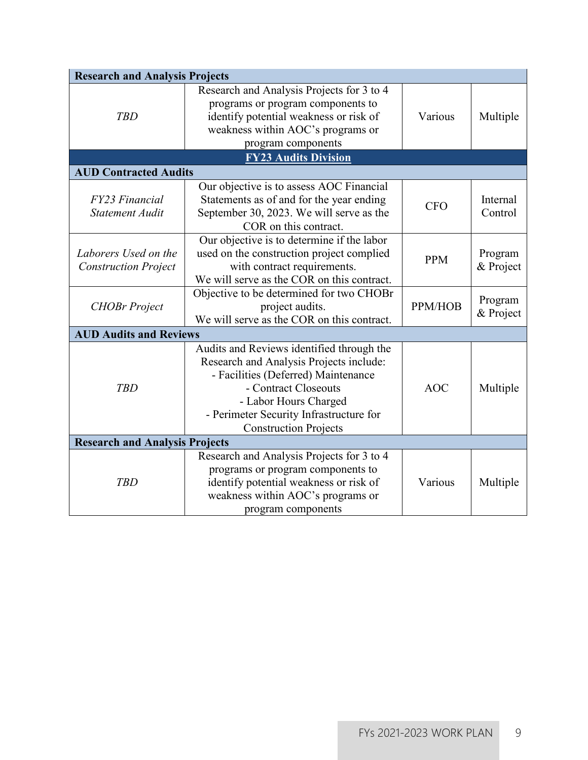| | | | |
|---|---|---|---|
| **Research and Analysis Projects** | | | |
| *TBD* | Research and Analysis Projects for 3 to 4 programs or program components to identify potential weakness or risk of weakness within AOC's programs or program components | Various | Multiple |
| **FY23 Audits Division** | | | |
| **AUD Contracted Audits** | | | |
| *FY23 Financial Statement Audit* | Our objective is to assess AOC Financial Statements as of and for the year ending September 30, 2023. We will serve as the COR on this contract. | CFO | Internal Control |
| *Laborers Used on the Construction Project* | Our objective is to determine if the labor used on the construction project complied with contract requirements. We will serve as the COR on this contract. | PPM | Program & Project |
| *CHOBr Project* | Objective to be determined for two CHOBr project audits. We will serve as the COR on this contract. | PPM/HOB | Program & Project |
| **AUD Audits and Reviews** | | | |
| *TBD* | Audits and Reviews identified through the Research and Analysis Projects include: - Facilities (Deferred) Maintenance - Contract Closeouts - Labor Hours Charged - Perimeter Security Infrastructure for Construction Projects | AOC | Multiple |
| **Research and Analysis Projects** | | | |
| *TBD* | Research and Analysis Projects for 3 to 4 programs or program components to identify potential weakness or risk of weakness within AOC's programs or program components | Various | Multiple |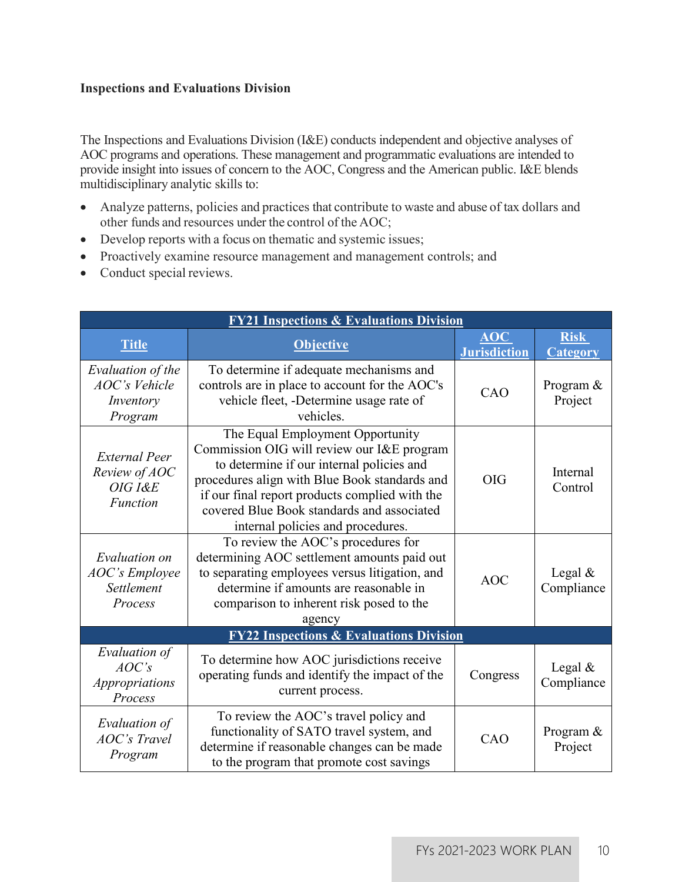**Inspections and Evaluations Division**

The Inspections and Evaluations Division (I&E) conducts independent and objective analyses of AOC programs and operations. These management and programmatic evaluations are intended to provide insight into issues of concern to the AOC, Congress and the American public. I&E blends multidisciplinary analytic skills to:

- Analyze patterns, policies and practices that contribute to waste and abuse of tax dollars and other funds and resources under the control of the AOC;
- Develop reports with a focus on thematic and systemic issues;
- Proactively examine resource management and management controls; and
- Conduct special reviews.

| **FY21 Inspections & Evaluations Division** | | | |
|---|---|---|---|
| **Title** | **Objective** | **AOC Jurisdiction** | **Risk Category** |
| *Evaluation of the AOC's Vehicle Inventory Program* | To determine if adequate mechanisms and controls are in place to account for the AOC's vehicle fleet, -Determine usage rate of vehicles. | CAO | Program & Project |
| *External Peer Review of AOC OIG I&E Function* | The Equal Employment Opportunity Commission OIG will review our I&E program to determine if our internal policies and procedures align with Blue Book standards and if our final report products complied with the covered Blue Book standards and associated internal policies and procedures. | OIG | Internal Control |
| *Evaluation on AOC's Employee Settlement Process* | To review the AOC's procedures for determining AOC settlement amounts paid out to separating employees versus litigation, and determine if amounts are reasonable in comparison to inherent risk posed to the agency | AOC | Legal & Compliance |
| **FY22 Inspections & Evaluations Division** | | | |
| *Evaluation of AOC's Appropriations Process* | To determine how AOC jurisdictions receive operating funds and identify the impact of the current process. | Congress | Legal & Compliance |
| *Evaluation of AOC's Travel Program* | To review the AOC's travel policy and functionality of SATO travel system, and determine if reasonable changes can be made to the program that promote cost savings | CAO | Program & Project |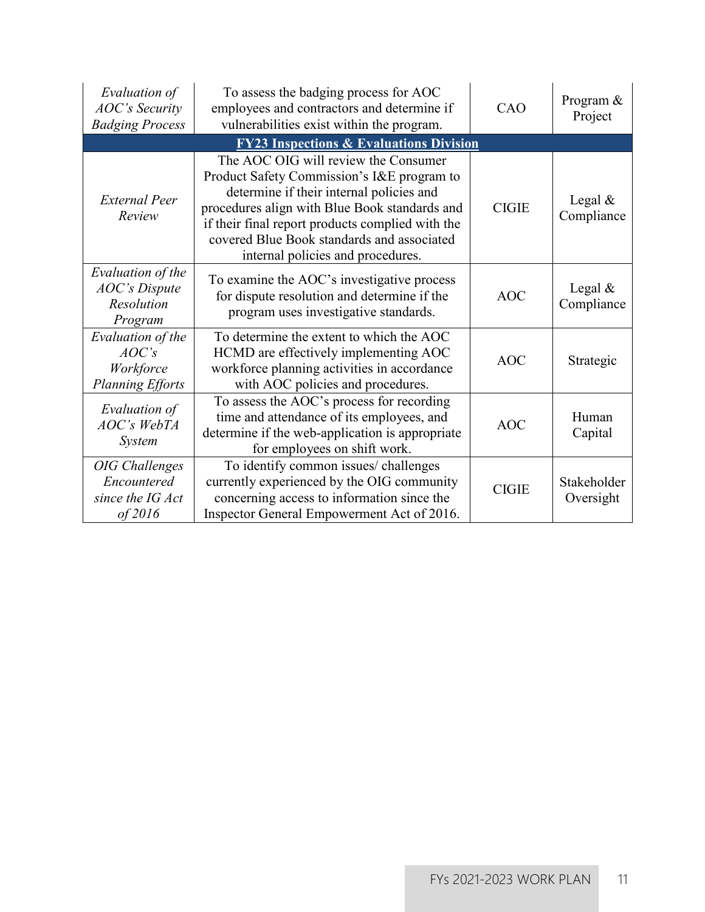| | | | |
|---|---|---|---|
| *Evaluation of AOC's Security Badging Process* | To assess the badging process for AOC employees and contractors and determine if vulnerabilities exist within the program. | CAO | Program & Project |
| **FY23 Inspections & Evaluations Division** | | | |
| *External Peer Review* | The AOC OIG will review the Consumer Product Safety Commission's I&E program to determine if their internal policies and procedures align with Blue Book standards and if their final report products complied with the covered Blue Book standards and associated internal policies and procedures. | CIGIE | Legal & Compliance |
| *Evaluation of the AOC's Dispute Resolution Program* | To examine the AOC's investigative process for dispute resolution and determine if the program uses investigative standards. | AOC | Legal & Compliance |
| *Evaluation of the AOC's Workforce Planning Efforts* | To determine the extent to which the AOC HCMD are effectively implementing AOC workforce planning activities in accordance with AOC policies and procedures. | AOC | Strategic |
| *Evaluation of AOC's WebTA System* | To assess the AOC's process for recording time and attendance of its employees, and determine if the web-application is appropriate for employees on shift work. | AOC | Human Capital |
| *OIG Challenges Encountered since the IG Act of 2016* | To identify common issues/ challenges currently experienced by the OIG community concerning access to information since the Inspector General Empowerment Act of 2016. | CIGIE | Stakeholder Oversight |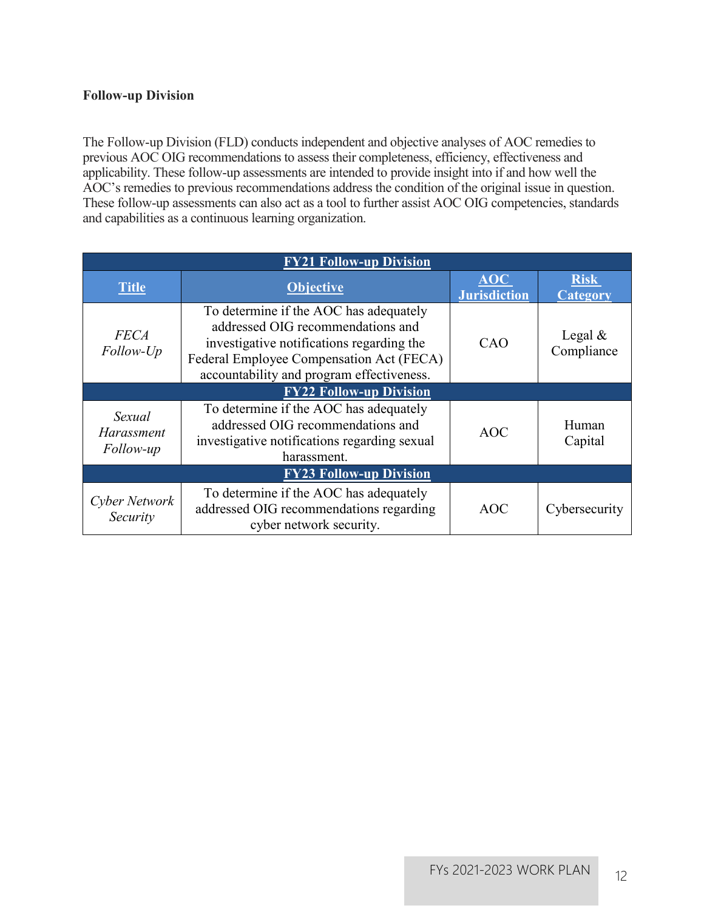**Follow-up Division**

The Follow-up Division (FLD) conducts independent and objective analyses of AOC remedies to previous AOC OIG recommendations to assess their completeness, efficiency, effectiveness and applicability. These follow-up assessments are intended to provide insight into if and how well the AOC's remedies to previous recommendations address the condition of the original issue in question. These follow-up assessments can also act as a tool to further assist AOC OIG competencies, standards and capabilities as a continuous learning organization.

| **FY21 Follow-up Division** | | | |
|---|---|---|---|
| **Title** | **Objective** | **AOC Jurisdiction** | **Risk Category** |
| *FECA Follow-Up* | To determine if the AOC has adequately addressed OIG recommendations and investigative notifications regarding the Federal Employee Compensation Act (FECA) accountability and program effectiveness. | CAO | Legal & Compliance |
| **FY22 Follow-up Division** | | | |
| *Sexual Harassment Follow-up* | To determine if the AOC has adequately addressed OIG recommendations and investigative notifications regarding sexual harassment. | AOC | Human Capital |
| **FY23 Follow-up Division** | | | |
| *Cyber Network Security* | To determine if the AOC has adequately addressed OIG recommendations regarding cyber network security. | AOC | Cybersecurity |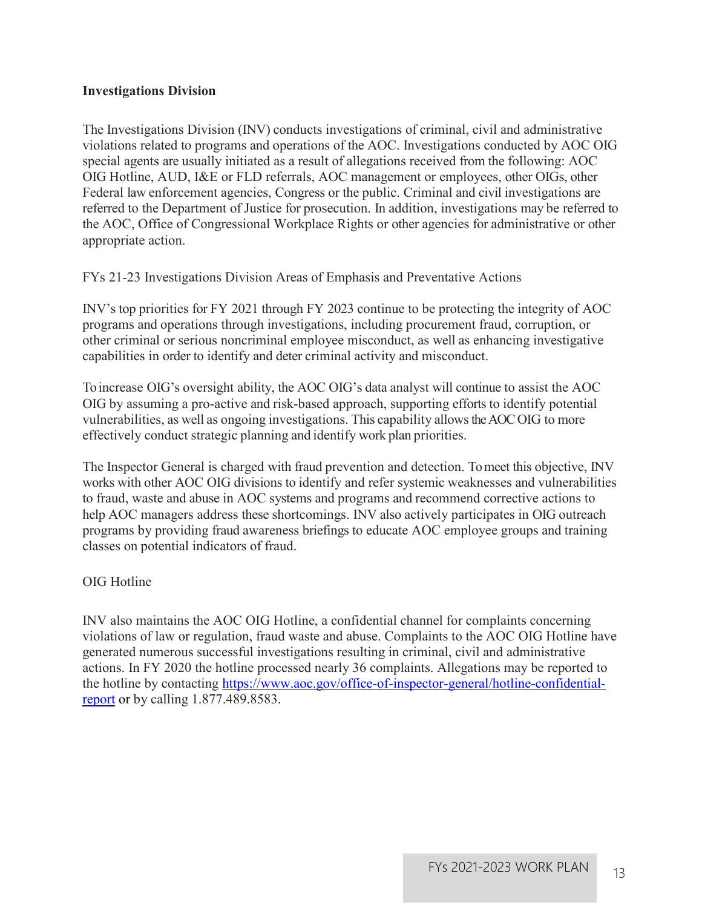## Investigations Division

The Investigations Division (INV) conducts investigations of criminal, civil and administrative violations related to programs and operations of the AOC. Investigations conducted by AOC OIG special agents are usually initiated as a result of allegations received from the following: AOC OIG Hotline, AUD, I&E or FLD referrals, AOC management or employees, other OIGs, other Federal law enforcement agencies, Congress or the public. Criminal and civil investigations are referred to the Department of Justice for prosecution. In addition, investigations may be referred to the AOC, Office of Congressional Workplace Rights or other agencies for administrative or other appropriate action.

### FYs 21-23 Investigations Division Areas of Emphasis and Preventative Actions

INV's top priorities for FY 2021 through FY 2023 continue to be protecting the integrity of AOC programs and operations through investigations, including procurement fraud, corruption, or other criminal or serious noncriminal employee misconduct, as well as enhancing investigative capabilities in order to identify and deter criminal activity and misconduct.

To increase OIG's oversight ability, the AOC OIG's data analyst will continue to assist the AOC OIG by assuming a pro-active and risk-based approach, supporting efforts to identify potential vulnerabilities, as well as ongoing investigations. This capability allows the AOC OIG to more effectively conduct strategic planning and identify work plan priorities.

The Inspector General is charged with fraud prevention and detection. To meet this objective, INV works with other AOC OIG divisions to identify and refer systemic weaknesses and vulnerabilities to fraud, waste and abuse in AOC systems and programs and recommend corrective actions to help AOC managers address these shortcomings. INV also actively participates in OIG outreach programs by providing fraud awareness briefings to educate AOC employee groups and training classes on potential indicators of fraud.

### OIG Hotline

INV also maintains the AOC OIG Hotline, a confidential channel for complaints concerning violations of law or regulation, fraud waste and abuse. Complaints to the AOC OIG Hotline have generated numerous successful investigations resulting in criminal, civil and administrative actions. In FY 2020 the hotline processed nearly 36 complaints. Allegations may be reported to the hotline by contacting [https://www.aoc.gov/office-of-inspector-general/hotline-confidential-report](https://www.aoc.gov/office-of-inspector-general/hotline-confidential-report) or by calling 1.877.489.8583.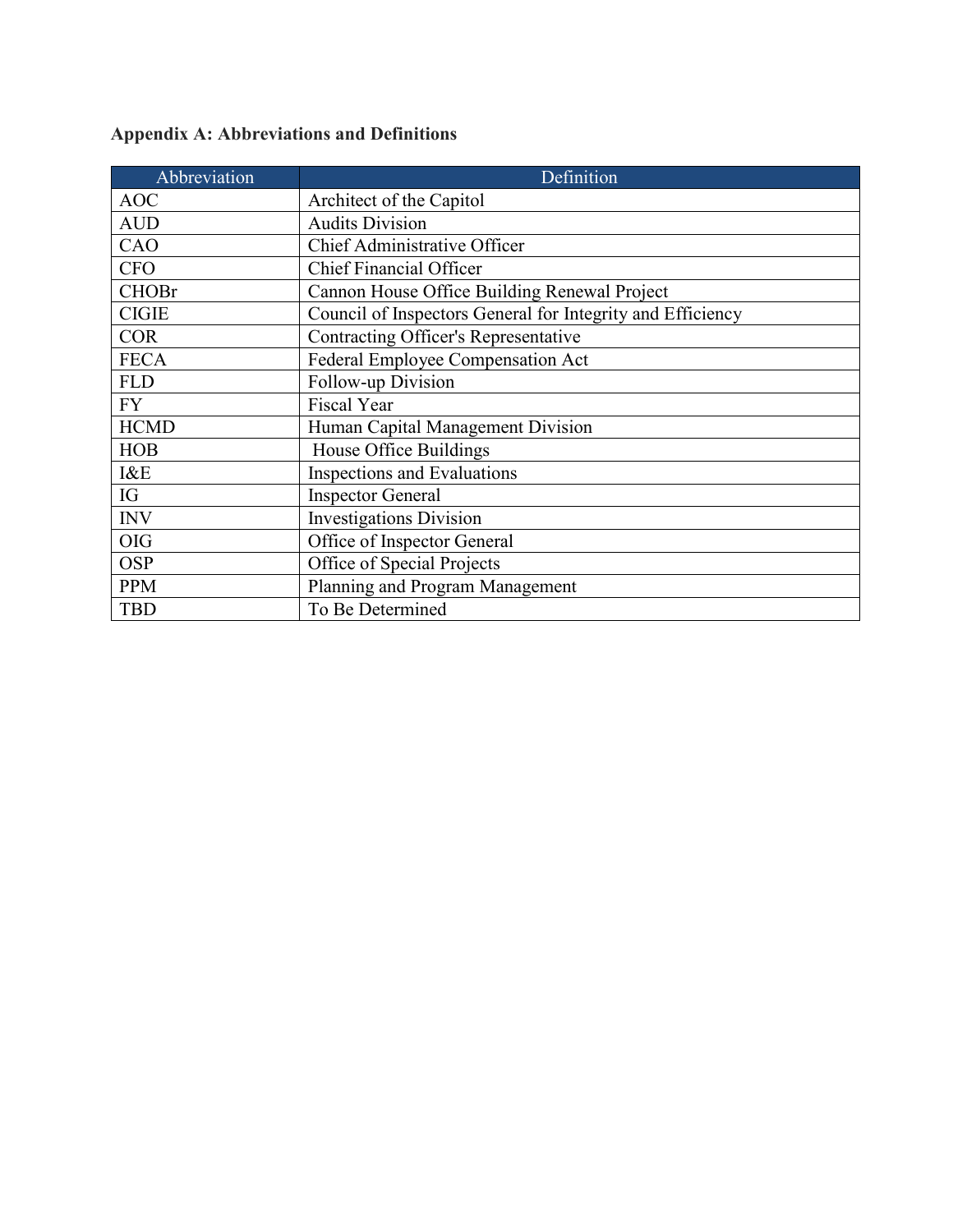**Appendix A: Abbreviations and Definitions**

| Abbreviation | Definition |
| --- | --- |
| AOC | Architect of the Capitol |
| AUD | Audits Division |
| CAO | Chief Administrative Officer |
| CFO | Chief Financial Officer |
| CHOBr | Cannon House Office Building Renewal Project |
| CIGIE | Council of Inspectors General for Integrity and Efficiency |
| COR | Contracting Officer's Representative |
| FECA | Federal Employee Compensation Act |
| FLD | Follow-up Division |
| FY | Fiscal Year |
| HCMD | Human Capital Management Division |
| HOB | House Office Buildings |
| I&E | Inspections and Evaluations |
| IG | Inspector General |
| INV | Investigations Division |
| OIG | Office of Inspector General |
| OSP | Office of Special Projects |
| PPM | Planning and Program Management |
| TBD | To Be Determined |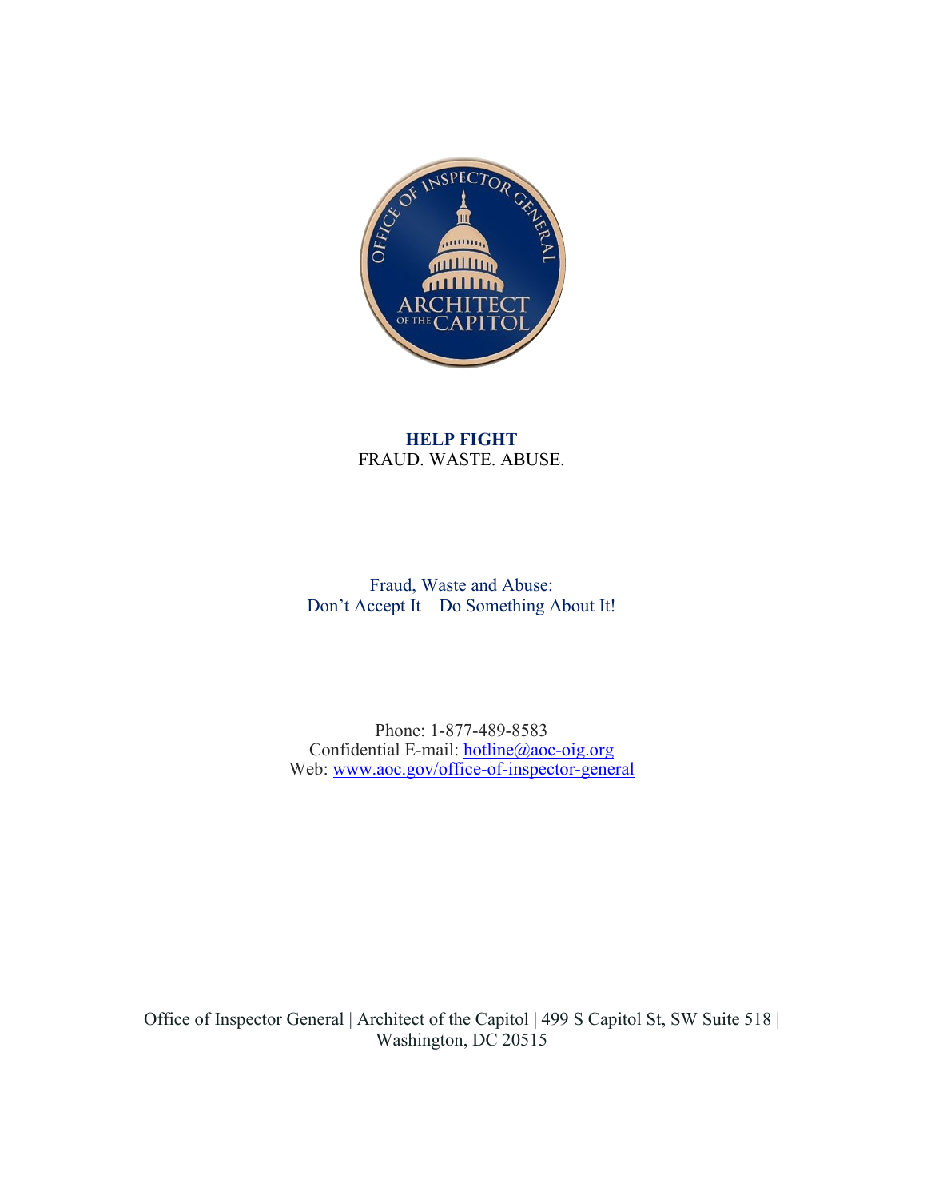**HELP FIGHT**
FRAUD. WASTE. ABUSE.

Fraud, Waste and Abuse:
Don't Accept It – Do Something About It!

Phone: 1-877-489-8583
Confidential E-mail: hotline@aoc-oig.org
Web: www.aoc.gov/office-of-inspector-general

Office of Inspector General | Architect of the Capitol | 499 S Capitol St, SW Suite 518 | Washington, DC 20515